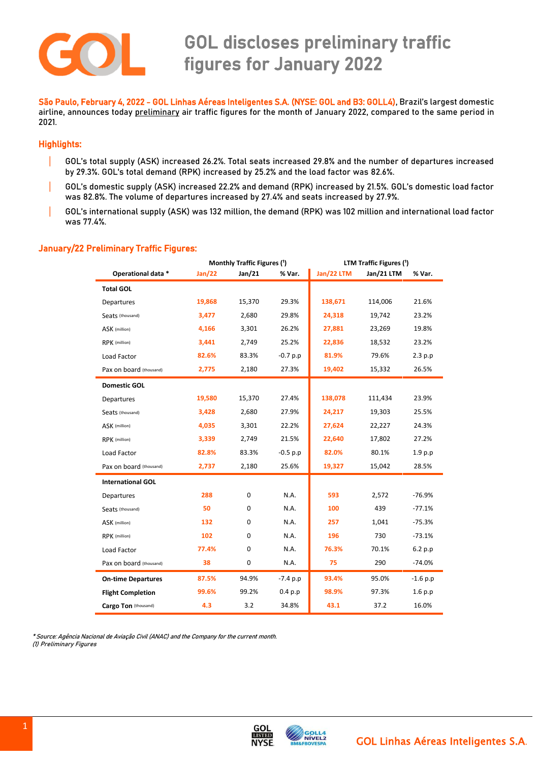# GOL discloses preliminary traffic figures for January 2022

**São Paulo, February 4, 2022 - GOL Linhas Aéreas Inteligentes S.A. (NYSE: GOL and B3: GOLL4)**, Brazil's largest domestic airline, announces today preliminary air traffic figures for the month of January 2022, compared to the same period in 2021.

## Highlights:

- GOL's total supply (ASK) increased 26.2%. Total seats increased 29.8% and the number of departures increased by 29.3%. GOL's total demand (RPK) increased by 25.2% and the load factor was 82.6%.
- GOL's domestic supply (ASK) increased 22.2% and demand (RPK) increased by 21.5%. GOL's domestic load factor was 82.8%. The volume of departures increased by 27.4% and seats increased by 27.9%.
- GOL's international supply (ASK) was 132 million, the demand (RPK) was 102 million and international load factor was 77.4%.

## January/22 Preliminary Traffic Figures:

| | Monthly Traffic Figures (1) | | | LTM Traffic Figures (1) | | |
|---|---|---|---|---|---|---|
| **Operational data \*** | **Jan/22** | **Jan/21** | **% Var.** | **Jan/22 LTM** | **Jan/21 LTM** | **% Var.** |
| **Total GOL** | | | | | | |
| Departures | 19,868 | 15,370 | 29.3% | 138,671 | 114,006 | 21.6% |
| Seats (thousand) | 3,477 | 2,680 | 29.8% | 24,318 | 19,742 | 23.2% |
| ASK (million) | 4,166 | 3,301 | 26.2% | 27,881 | 23,269 | 19.8% |
| RPK (million) | 3,441 | 2,749 | 25.2% | 22,836 | 18,532 | 23.2% |
| Load Factor | 82.6% | 83.3% | -0.7 p.p | 81.9% | 79.6% | 2.3 p.p |
| Pax on board (thousand) | 2,775 | 2,180 | 27.3% | 19,402 | 15,332 | 26.5% |
| **Domestic GOL** | | | | | | |
| Departures | 19,580 | 15,370 | 27.4% | 138,078 | 111,434 | 23.9% |
| Seats (thousand) | 3,428 | 2,680 | 27.9% | 24,217 | 19,303 | 25.5% |
| ASK (million) | 4,035 | 3,301 | 22.2% | 27,624 | 22,227 | 24.3% |
| RPK (million) | 3,339 | 2,749 | 21.5% | 22,640 | 17,802 | 27.2% |
| Load Factor | 82.8% | 83.3% | -0.5 p.p | 82.0% | 80.1% | 1.9 p.p |
| Pax on board (thousand) | 2,737 | 2,180 | 25.6% | 19,327 | 15,042 | 28.5% |
| **International GOL** | | | | | | |
| Departures | 288 | 0 | N.A. | 593 | 2,572 | -76.9% |
| Seats (thousand) | 50 | 0 | N.A. | 100 | 439 | -77.1% |
| ASK (million) | 132 | 0 | N.A. | 257 | 1,041 | -75.3% |
| RPK (million) | 102 | 0 | N.A. | 196 | 730 | -73.1% |
| Load Factor | 77.4% | 0 | N.A. | 76.3% | 70.1% | 6.2 p.p |
| Pax on board (thousand) | 38 | 0 | N.A. | 75 | 290 | -74.0% |
| **On-time Departures** | 87.5% | 94.9% | -7.4 p.p | 93.4% | 95.0% | -1.6 p.p |
| **Flight Completion** | 99.6% | 99.2% | 0.4 p.p | 98.9% | 97.3% | 1.6 p.p |
| **Cargo Ton** (thousand) | 4.3 | 3.2 | 34.8% | 43.1 | 37.2 | 16.0% |

*\* Source: Agência Nacional de Aviação Civil (ANAC) and the Company for the current month.*
*(1) Preliminary Figures*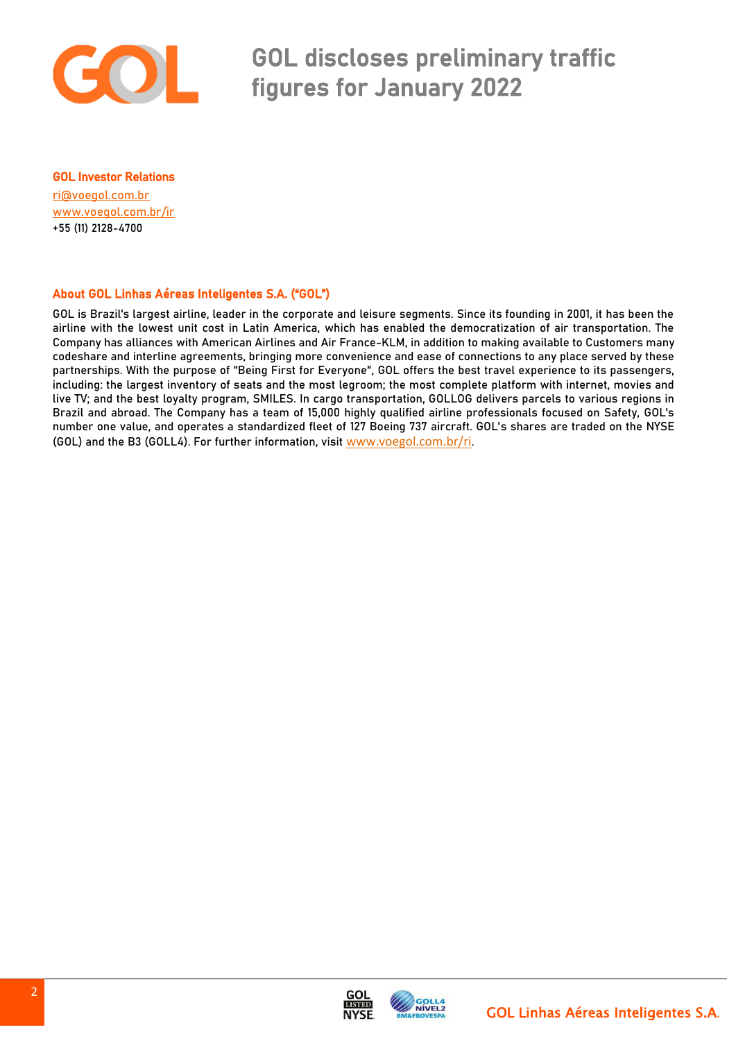# GOL discloses preliminary traffic figures for January 2022

**GOL Investor Relations**
ri@voegol.com.br
www.voegol.com.br/ir
+55 (11) 2128-4700

## About GOL Linhas Aéreas Inteligentes S.A. ("GOL")

GOL is Brazil's largest airline, leader in the corporate and leisure segments. Since its founding in 2001, it has been the airline with the lowest unit cost in Latin America, which has enabled the democratization of air transportation. The Company has alliances with American Airlines and Air France-KLM, in addition to making available to Customers many codeshare and interline agreements, bringing more convenience and ease of connections to any place served by these partnerships. With the purpose of "Being First for Everyone", GOL offers the best travel experience to its passengers, including: the largest inventory of seats and the most legroom; the most complete platform with internet, movies and live TV; and the best loyalty program, SMILES. In cargo transportation, GOLLOG delivers parcels to various regions in Brazil and abroad. The Company has a team of 15,000 highly qualified airline professionals focused on Safety, GOL's number one value, and operates a standardized fleet of 127 Boeing 737 aircraft. GOL's shares are traded on the NYSE (GOL) and the B3 (GOLL4). For further information, visit www.voegol.com.br/ri.